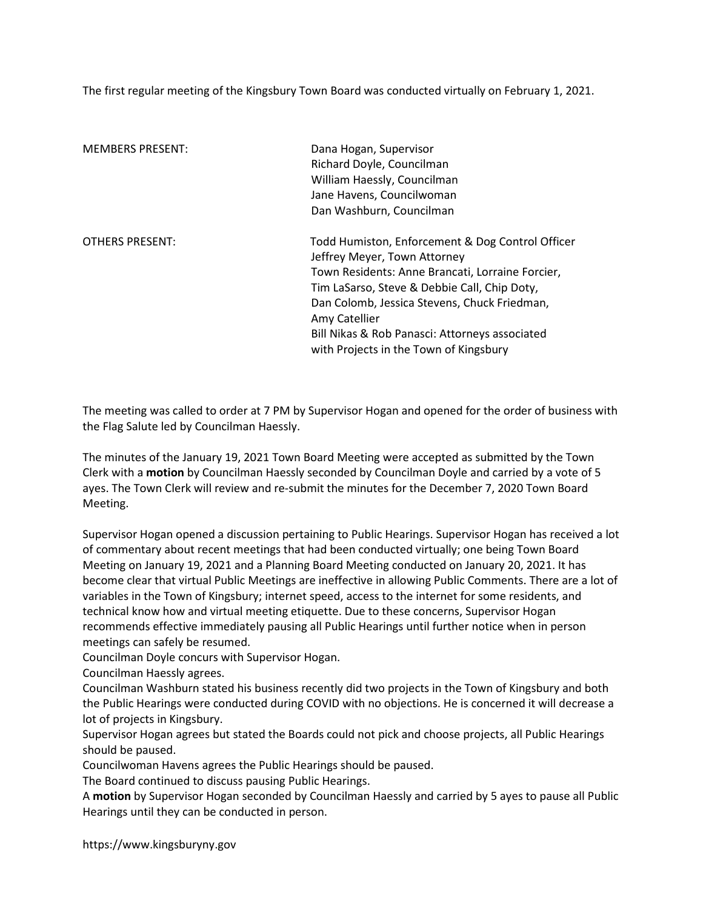The first regular meeting of the Kingsbury Town Board was conducted virtually on February 1, 2021.

| MEMBERS PRESENT: | Dana Hogan, Supervisor<br>Richard Doyle, Councilman<br>William Haessly, Councilman<br>Jane Havens, Councilwoman<br>Dan Washburn, Councilman |
|---|---|
| OTHERS PRESENT: | Todd Humiston, Enforcement & Dog Control Officer<br>Jeffrey Meyer, Town Attorney<br>Town Residents: Anne Brancati, Lorraine Forcier, Tim LaSarso, Steve & Debbie Call, Chip Doty, Dan Colomb, Jessica Stevens, Chuck Friedman, Amy Catellier<br>Bill Nikas & Rob Panasci: Attorneys associated with Projects in the Town of Kingsbury |

The meeting was called to order at 7 PM by Supervisor Hogan and opened for the order of business with the Flag Salute led by Councilman Haessly.

The minutes of the January 19, 2021 Town Board Meeting were accepted as submitted by the Town Clerk with a **motion** by Councilman Haessly seconded by Councilman Doyle and carried by a vote of 5 ayes. The Town Clerk will review and re-submit the minutes for the December 7, 2020 Town Board Meeting.

Supervisor Hogan opened a discussion pertaining to Public Hearings. Supervisor Hogan has received a lot of commentary about recent meetings that had been conducted virtually; one being Town Board Meeting on January 19, 2021 and a Planning Board Meeting conducted on January 20, 2021. It has become clear that virtual Public Meetings are ineffective in allowing Public Comments. There are a lot of variables in the Town of Kingsbury; internet speed, access to the internet for some residents, and technical know how and virtual meeting etiquette. Due to these concerns, Supervisor Hogan recommends effective immediately pausing all Public Hearings until further notice when in person meetings can safely be resumed.

Councilman Doyle concurs with Supervisor Hogan.

Councilman Haessly agrees.

Councilman Washburn stated his business recently did two projects in the Town of Kingsbury and both the Public Hearings were conducted during COVID with no objections. He is concerned it will decrease a lot of projects in Kingsbury.

Supervisor Hogan agrees but stated the Boards could not pick and choose projects, all Public Hearings should be paused.

Councilwoman Havens agrees the Public Hearings should be paused.

The Board continued to discuss pausing Public Hearings.

A **motion** by Supervisor Hogan seconded by Councilman Haessly and carried by 5 ayes to pause all Public Hearings until they can be conducted in person.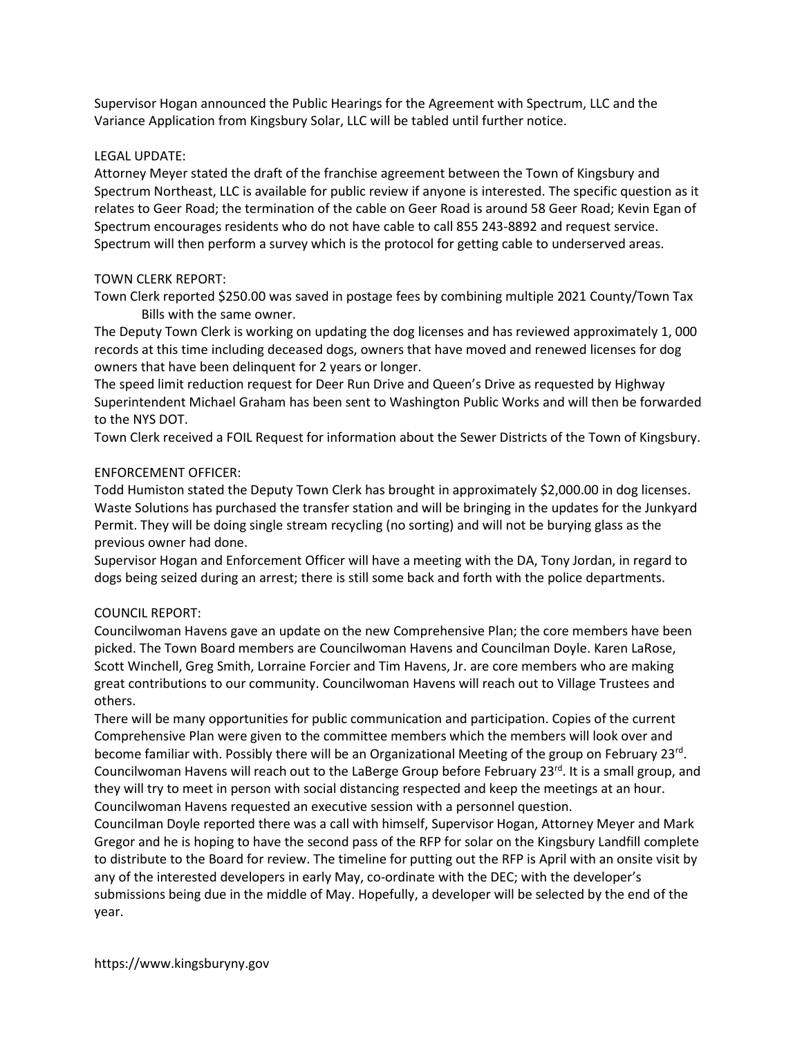Supervisor Hogan announced the Public Hearings for the Agreement with Spectrum, LLC and the Variance Application from Kingsbury Solar, LLC will be tabled until further notice.

LEGAL UPDATE:

Attorney Meyer stated the draft of the franchise agreement between the Town of Kingsbury and Spectrum Northeast, LLC is available for public review if anyone is interested. The specific question as it relates to Geer Road; the termination of the cable on Geer Road is around 58 Geer Road; Kevin Egan of Spectrum encourages residents who do not have cable to call 855 243-8892 and request service. Spectrum will then perform a survey which is the protocol for getting cable to underserved areas.

TOWN CLERK REPORT:

Town Clerk reported $250.00 was saved in postage fees by combining multiple 2021 County/Town Tax Bills with the same owner.

The Deputy Town Clerk is working on updating the dog licenses and has reviewed approximately 1, 000 records at this time including deceased dogs, owners that have moved and renewed licenses for dog owners that have been delinquent for 2 years or longer.

The speed limit reduction request for Deer Run Drive and Queen's Drive as requested by Highway Superintendent Michael Graham has been sent to Washington Public Works and will then be forwarded to the NYS DOT.

Town Clerk received a FOIL Request for information about the Sewer Districts of the Town of Kingsbury.

ENFORCEMENT OFFICER:

Todd Humiston stated the Deputy Town Clerk has brought in approximately $2,000.00 in dog licenses. Waste Solutions has purchased the transfer station and will be bringing in the updates for the Junkyard Permit. They will be doing single stream recycling (no sorting) and will not be burying glass as the previous owner had done.

Supervisor Hogan and Enforcement Officer will have a meeting with the DA, Tony Jordan, in regard to dogs being seized during an arrest; there is still some back and forth with the police departments.

COUNCIL REPORT:

Councilwoman Havens gave an update on the new Comprehensive Plan; the core members have been picked. The Town Board members are Councilwoman Havens and Councilman Doyle. Karen LaRose, Scott Winchell, Greg Smith, Lorraine Forcier and Tim Havens, Jr. are core members who are making great contributions to our community. Councilwoman Havens will reach out to Village Trustees and others.

There will be many opportunities for public communication and participation. Copies of the current Comprehensive Plan were given to the committee members which the members will look over and become familiar with. Possibly there will be an Organizational Meeting of the group on February 23rd. Councilwoman Havens will reach out to the LaBerge Group before February 23rd. It is a small group, and they will try to meet in person with social distancing respected and keep the meetings at an hour. Councilwoman Havens requested an executive session with a personnel question.

Councilman Doyle reported there was a call with himself, Supervisor Hogan, Attorney Meyer and Mark Gregor and he is hoping to have the second pass of the RFP for solar on the Kingsbury Landfill complete to distribute to the Board for review. The timeline for putting out the RFP is April with an onsite visit by any of the interested developers in early May, co-ordinate with the DEC; with the developer's submissions being due in the middle of May. Hopefully, a developer will be selected by the end of the year.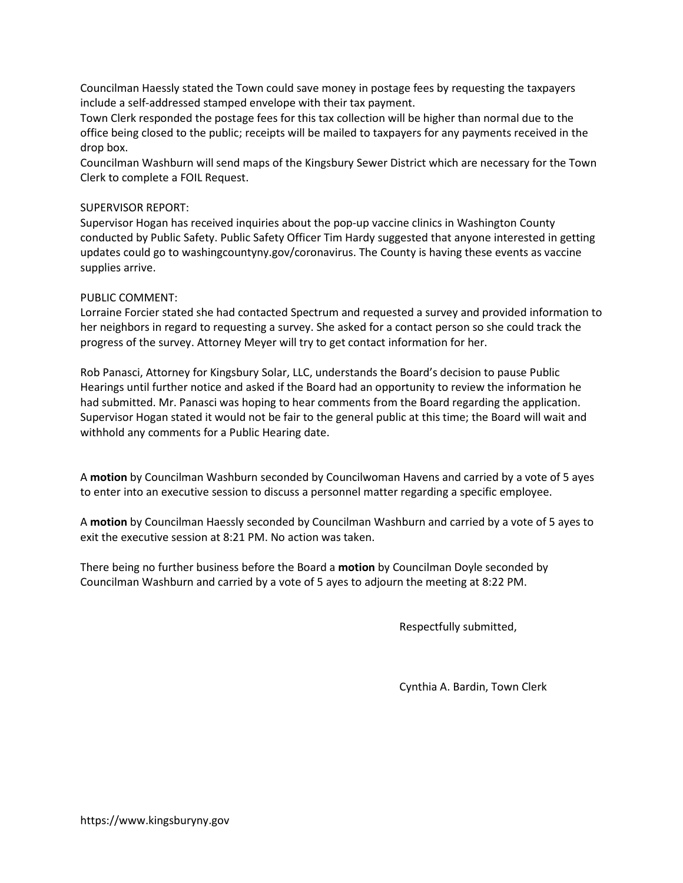Councilman Haessly stated the Town could save money in postage fees by requesting the taxpayers include a self-addressed stamped envelope with their tax payment.
Town Clerk responded the postage fees for this tax collection will be higher than normal due to the office being closed to the public; receipts will be mailed to taxpayers for any payments received in the drop box.
Councilman Washburn will send maps of the Kingsbury Sewer District which are necessary for the Town Clerk to complete a FOIL Request.

SUPERVISOR REPORT:
Supervisor Hogan has received inquiries about the pop-up vaccine clinics in Washington County conducted by Public Safety. Public Safety Officer Tim Hardy suggested that anyone interested in getting updates could go to washingcountyny.gov/coronavirus. The County is having these events as vaccine supplies arrive.

PUBLIC COMMENT:
Lorraine Forcier stated she had contacted Spectrum and requested a survey and provided information to her neighbors in regard to requesting a survey. She asked for a contact person so she could track the progress of the survey. Attorney Meyer will try to get contact information for her.

Rob Panasci, Attorney for Kingsbury Solar, LLC, understands the Board's decision to pause Public Hearings until further notice and asked if the Board had an opportunity to review the information he had submitted. Mr. Panasci was hoping to hear comments from the Board regarding the application. Supervisor Hogan stated it would not be fair to the general public at this time; the Board will wait and withhold any comments for a Public Hearing date.

A **motion** by Councilman Washburn seconded by Councilwoman Havens and carried by a vote of 5 ayes to enter into an executive session to discuss a personnel matter regarding a specific employee.

A **motion** by Councilman Haessly seconded by Councilman Washburn and carried by a vote of 5 ayes to exit the executive session at 8:21 PM. No action was taken.

There being no further business before the Board a **motion** by Councilman Doyle seconded by Councilman Washburn and carried by a vote of 5 ayes to adjourn the meeting at 8:22 PM.

Respectfully submitted,

Cynthia A. Bardin, Town Clerk

https://www.kingsburyny.gov